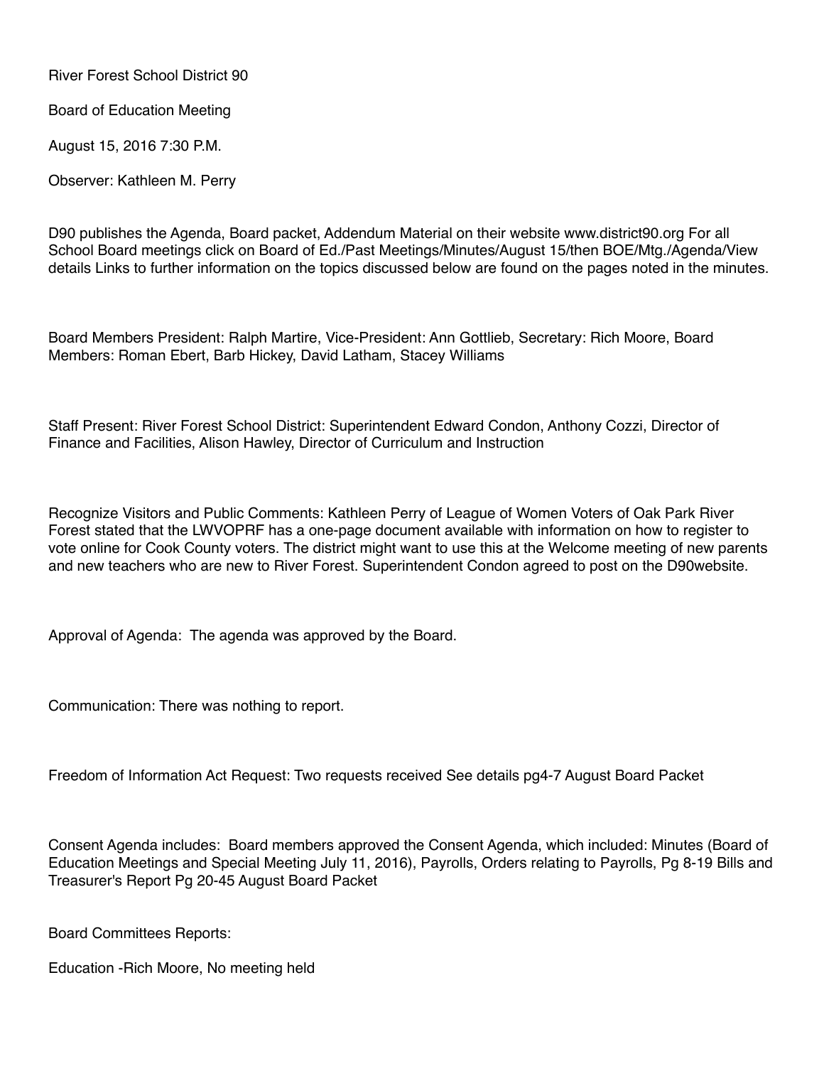River Forest School District 90

Board of Education Meeting

August 15, 2016 7:30 P.M.

Observer: Kathleen M. Perry

D90 publishes the Agenda, Board packet, Addendum Material on their website www.district90.org For all School Board meetings click on Board of Ed./Past Meetings/Minutes/August 15/then BOE/Mtg./Agenda/View details Links to further information on the topics discussed below are found on the pages noted in the minutes.

Board Members President: Ralph Martire, Vice-President: Ann Gottlieb, Secretary: Rich Moore, Board Members: Roman Ebert, Barb Hickey, David Latham, Stacey Williams

Staff Present: River Forest School District: Superintendent Edward Condon, Anthony Cozzi, Director of Finance and Facilities, Alison Hawley, Director of Curriculum and Instruction

Recognize Visitors and Public Comments: Kathleen Perry of League of Women Voters of Oak Park River Forest stated that the LWVOPRF has a one-page document available with information on how to register to vote online for Cook County voters. The district might want to use this at the Welcome meeting of new parents and new teachers who are new to River Forest. Superintendent Condon agreed to post on the D90website.

Approval of Agenda: The agenda was approved by the Board.

Communication: There was nothing to report.

Freedom of Information Act Request: Two requests received See details pg4-7 August Board Packet

Consent Agenda includes: Board members approved the Consent Agenda, which included: Minutes (Board of Education Meetings and Special Meeting July 11, 2016), Payrolls, Orders relating to Payrolls, Pg 8-19 Bills and Treasurer's Report Pg 20-45 August Board Packet

Board Committees Reports:

Education -Rich Moore, No meeting held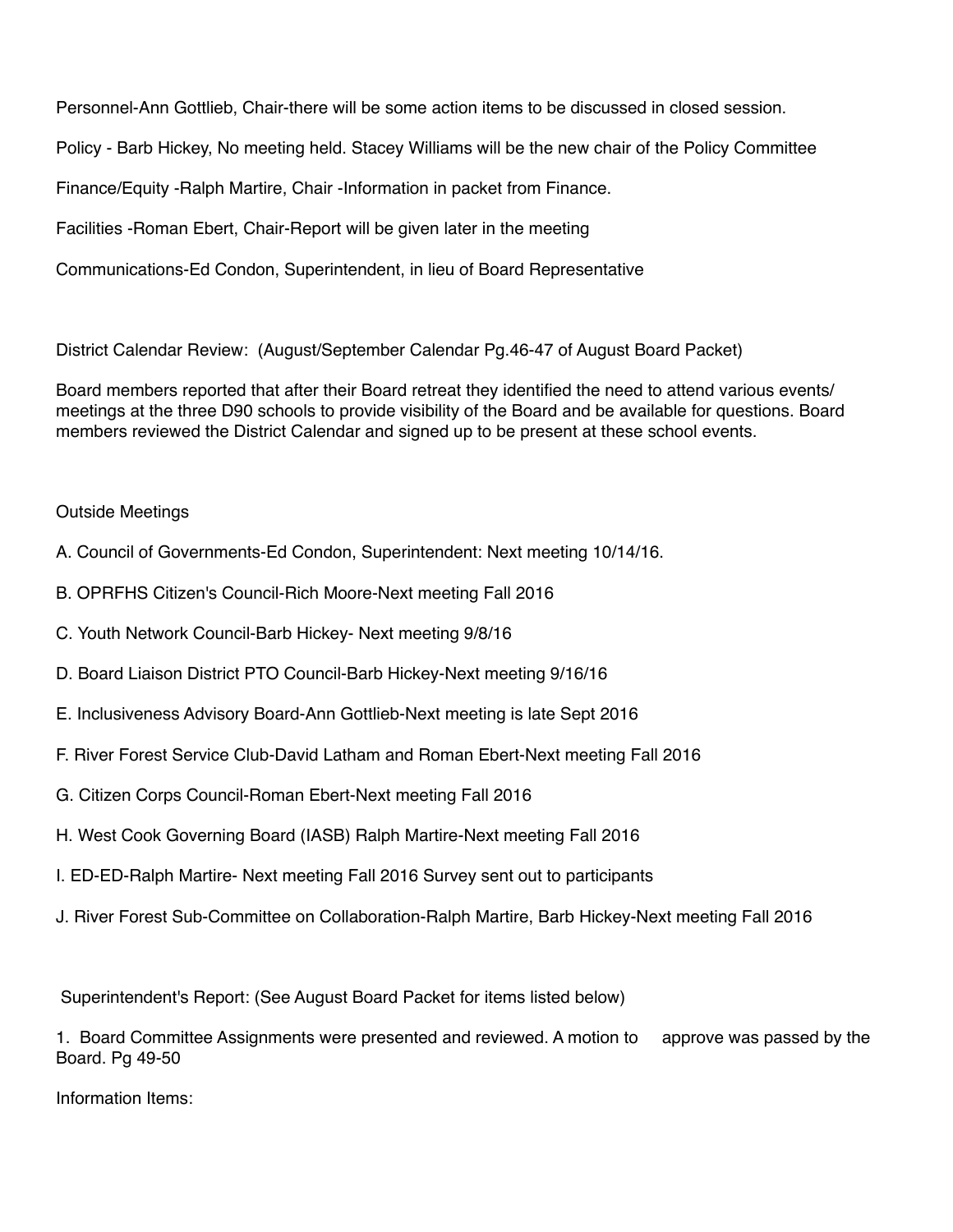Personnel-Ann Gottlieb, Chair-there will be some action items to be discussed in closed session.

Policy - Barb Hickey, No meeting held. Stacey Williams will be the new chair of the Policy Committee

Finance/Equity -Ralph Martire, Chair -Information in packet from Finance.

Facilities -Roman Ebert, Chair-Report will be given later in the meeting

Communications-Ed Condon, Superintendent, in lieu of Board Representative

District Calendar Review: (August/September Calendar Pg.46-47 of August Board Packet)

Board members reported that after their Board retreat they identified the need to attend various events/ meetings at the three D90 schools to provide visibility of the Board and be available for questions. Board members reviewed the District Calendar and signed up to be present at these school events.

Outside Meetings

A. Council of Governments-Ed Condon, Superintendent: Next meeting 10/14/16.

B. OPRFHS Citizen's Council-Rich Moore-Next meeting Fall 2016

C. Youth Network Council-Barb Hickey- Next meeting 9/8/16

D. Board Liaison District PTO Council-Barb Hickey-Next meeting 9/16/16

E. Inclusiveness Advisory Board-Ann Gottlieb-Next meeting is late Sept 2016

F. River Forest Service Club-David Latham and Roman Ebert-Next meeting Fall 2016

G. Citizen Corps Council-Roman Ebert-Next meeting Fall 2016

H. West Cook Governing Board (IASB) Ralph Martire-Next meeting Fall 2016

I. ED-ED-Ralph Martire- Next meeting Fall 2016 Survey sent out to participants

J. River Forest Sub-Committee on Collaboration-Ralph Martire, Barb Hickey-Next meeting Fall 2016

Superintendent's Report: (See August Board Packet for items listed below)

1. Board Committee Assignments were presented and reviewed. A motion to approve was passed by the Board. Pg 49-50

Information Items: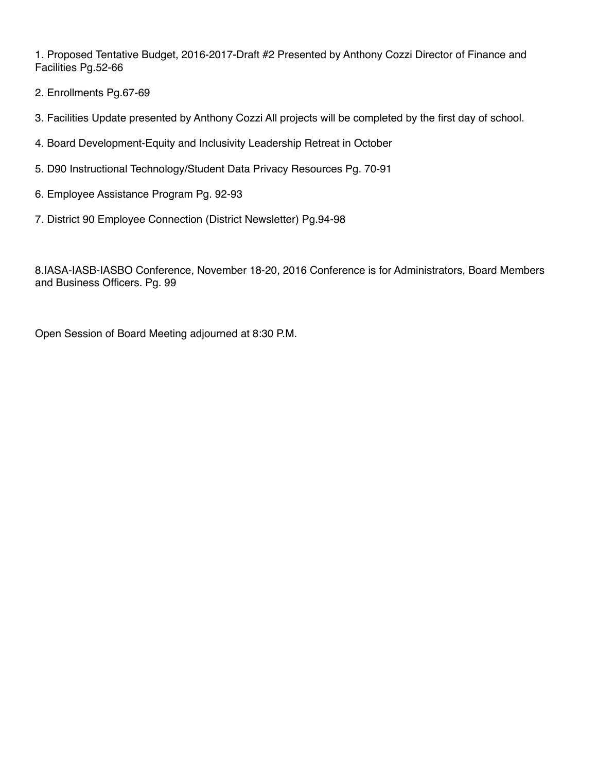1. Proposed Tentative Budget, 2016-2017-Draft #2 Presented by Anthony Cozzi Director of Finance and Facilities Pg.52-66

2. Enrollments Pg.67-69

3. Facilities Update presented by Anthony Cozzi All projects will be completed by the first day of school.

4. Board Development-Equity and Inclusivity Leadership Retreat in October

5. D90 Instructional Technology/Student Data Privacy Resources Pg. 70-91

6. Employee Assistance Program Pg. 92-93

7. District 90 Employee Connection (District Newsletter) Pg.94-98

8.IASA-IASB-IASBO Conference, November 18-20, 2016 Conference is for Administrators, Board Members and Business Officers. Pg. 99

Open Session of Board Meeting adjourned at 8:30 P.M.